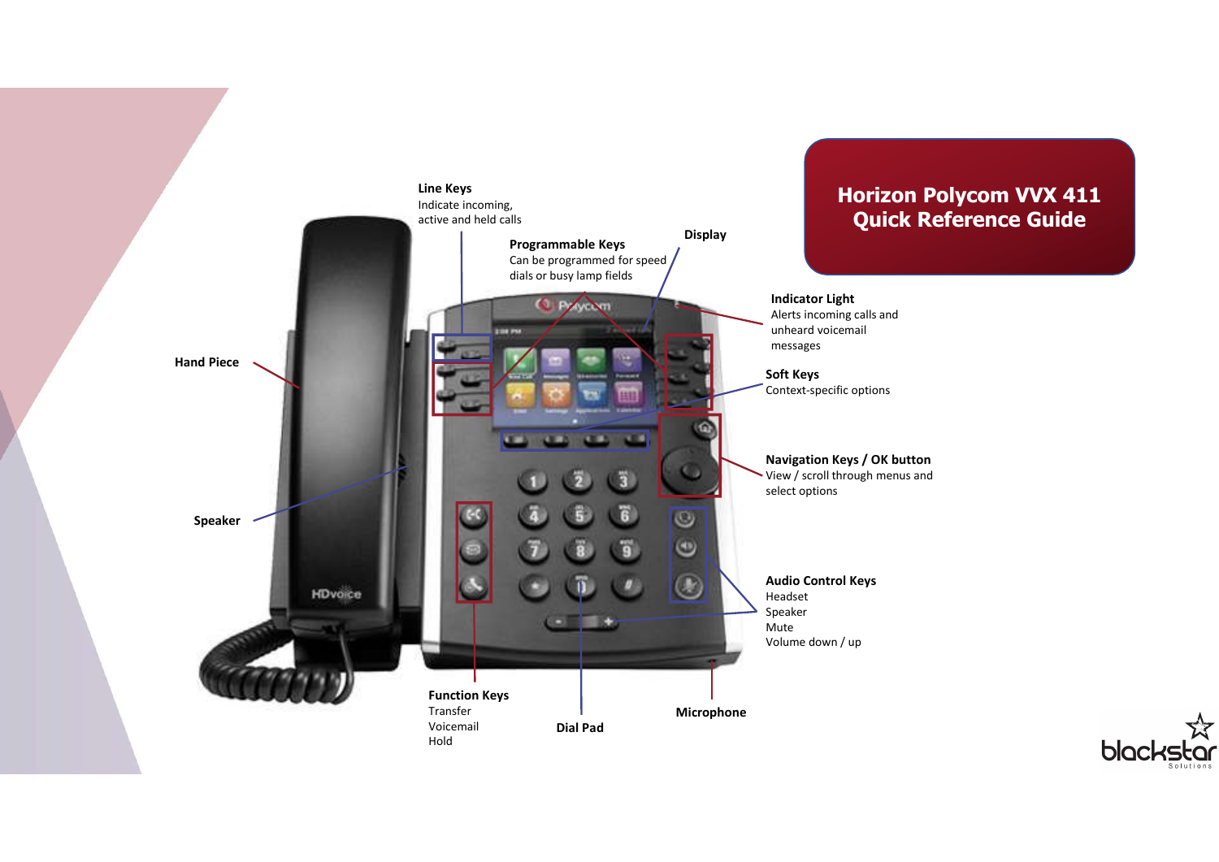# Horizon Polycom VVX 411 Quick Reference Guide

**Line Keys**
Indicate incoming, active and held calls

**Programmable Keys**
Can be programmed for speed dials or busy lamp fields

**Display**

**Indicator Light**
Alerts incoming calls and unheard voicemail messages

**Soft Keys**
Context-specific options

**Navigation Keys / OK button**
View / scroll through menus and select options

**Audio Control Keys**
Headset
Speaker
Mute
Volume down / up

**Hand Piece**

**Speaker**

**Function Keys**
Transfer
Voicemail
Hold

**Dial Pad**

**Microphone**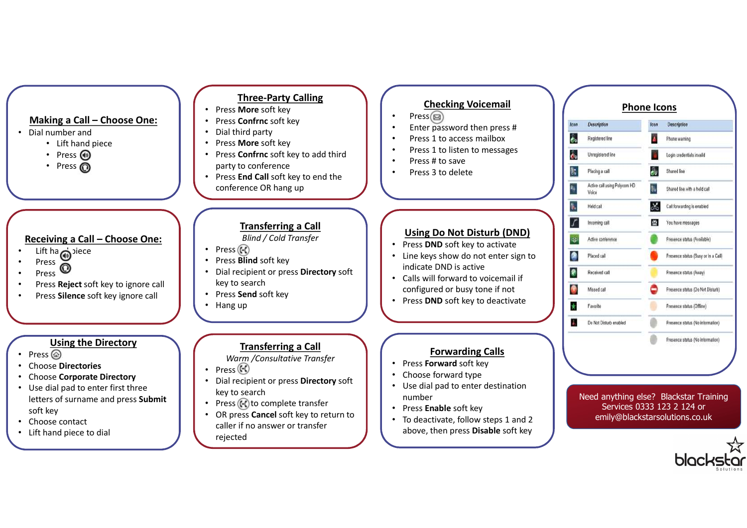## Making a Call – Choose One:

- Dial number and
  - Lift hand piece
  - Press
  - Press

## Three-Party Calling

- Press **More** soft key
- Press **Confrnc** soft key
- Dial third party
- Press **More** soft key
- Press **Confrnc** soft key to add third party to conference
- Press **End Call** soft key to end the conference OR hang up

## Checking Voicemail

- Press
- Enter password then press #
- Press 1 to access mailbox
- Press 1 to listen to messages
- Press # to save
- Press 3 to delete

## Phone Icons

| Icon | Description | Icon | Description |
|---|---|---|---|
| | Registered line | | Phone warning |
| | Unregistered line | | Login credentials invalid |
| | Placing a call | | Shared line |
| | Active call using Polycom HD Voice | | Shared line with a held call |
| | Held call | | Call forwarding is enabled |
| | Incoming call | | You have messages |
| | Active conference | | Presence status (Available) |
| | Placed call | | Presence status (Busy or in a Call) |
| | Received call | | Presence status (Away) |
| | Missed call | | Presence status (Do Not Disturb) |
| | Favorite | | Presence status (Offline) |
| | Do Not Disturb enabled | | Presence status (No information) |
| | | | Presence status (No information) |

## Receiving a Call – Choose One:

- Lift hand piece
- Press
- Press
- Press **Reject** soft key to ignore call
- Press **Silence** soft key ignore call

## Transferring a Call

*Blind / Cold Transfer*

- Press
- Press **Blind** soft key
- Dial recipient or press **Directory** soft key to search
- Press **Send** soft key
- Hang up

## Using Do Not Disturb (DND)

- Press **DND** soft key to activate
- Line keys show do not enter sign to indicate DND is active
- Calls will forward to voicemail if configured or busy tone if not
- Press **DND** soft key to deactivate

## Using the Directory

- Press
- Choose **Directories**
- Choose **Corporate Directory**
- Use dial pad to enter first three letters of surname and press **Submit** soft key
- Choose contact
- Lift hand piece to dial

## Transferring a Call

*Warm /Consultative Transfer*

- Press
- Dial recipient or press **Directory** soft key to search
- Press to complete transfer
- OR press **Cancel** soft key to return to caller if no answer or transfer rejected

## Forwarding Calls

- Press **Forward** soft key
- Choose forward type
- Use dial pad to enter destination number
- Press **Enable** soft key
- To deactivate, follow steps 1 and 2 above, then press **Disable** soft key

Need anything else? Blackstar Training Services 0333 123 2 124 or emily@blackstarsolutions.co.uk

blackstar Solutions